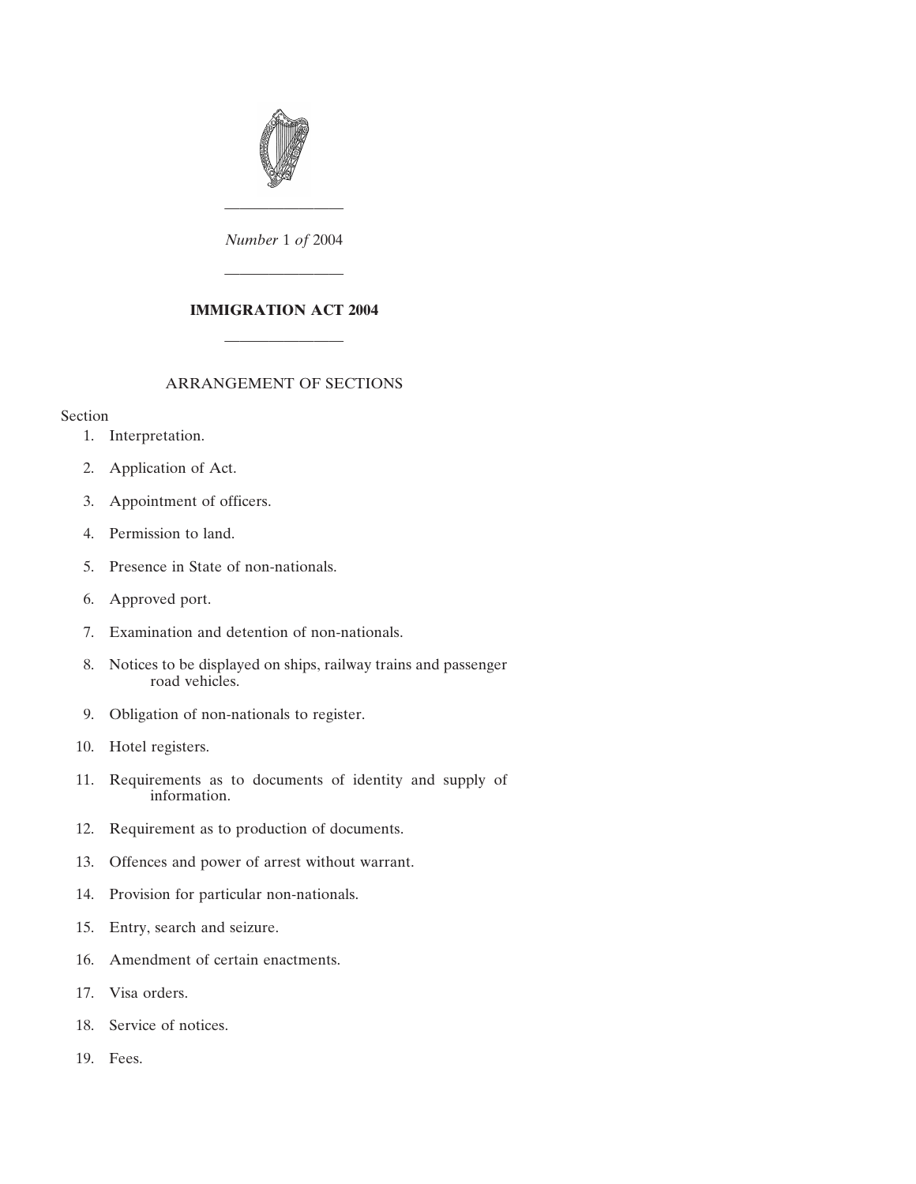*Number* 1 *of* 2004

# IMMIGRATION ACT 2004

ARRANGEMENT OF SECTIONS

Section

1. Interpretation.
2. Application of Act.
3. Appointment of officers.
4. Permission to land.
5. Presence in State of non-nationals.
6. Approved port.
7. Examination and detention of non-nationals.
8. Notices to be displayed on ships, railway trains and passenger road vehicles.
9. Obligation of non-nationals to register.
10. Hotel registers.
11. Requirements as to documents of identity and supply of information.
12. Requirement as to production of documents.
13. Offences and power of arrest without warrant.
14. Provision for particular non-nationals.
15. Entry, search and seizure.
16. Amendment of certain enactments.
17. Visa orders.
18. Service of notices.
19. Fees.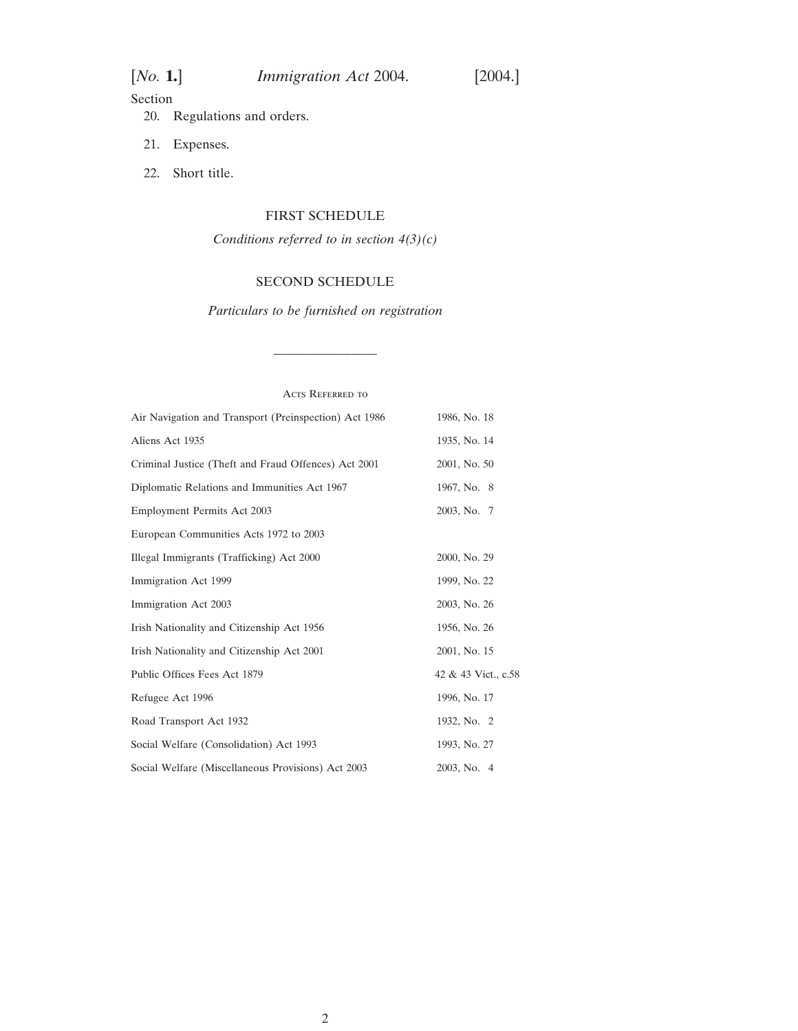Section

20. Regulations and orders.

21. Expenses.

22. Short title.

FIRST SCHEDULE

*Conditions referred to in section 4(3)(c)*

SECOND SCHEDULE

*Particulars to be furnished on registration*

---

Acts Referred to

| | |
|---|---|
| Air Navigation and Transport (Preinspection) Act 1986 | 1986, No. 18 |
| Aliens Act 1935 | 1935, No. 14 |
| Criminal Justice (Theft and Fraud Offences) Act 2001 | 2001, No. 50 |
| Diplomatic Relations and Immunities Act 1967 | 1967, No. 8 |
| Employment Permits Act 2003 | 2003, No. 7 |
| European Communities Acts 1972 to 2003 | |
| Illegal Immigrants (Trafficking) Act 2000 | 2000, No. 29 |
| Immigration Act 1999 | 1999, No. 22 |
| Immigration Act 2003 | 2003, No. 26 |
| Irish Nationality and Citizenship Act 1956 | 1956, No. 26 |
| Irish Nationality and Citizenship Act 2001 | 2001, No. 15 |
| Public Offices Fees Act 1879 | 42 & 43 Vict., c.58 |
| Refugee Act 1996 | 1996, No. 17 |
| Road Transport Act 1932 | 1932, No. 2 |
| Social Welfare (Consolidation) Act 1993 | 1993, No. 27 |
| Social Welfare (Miscellaneous Provisions) Act 2003 | 2003, No. 4 |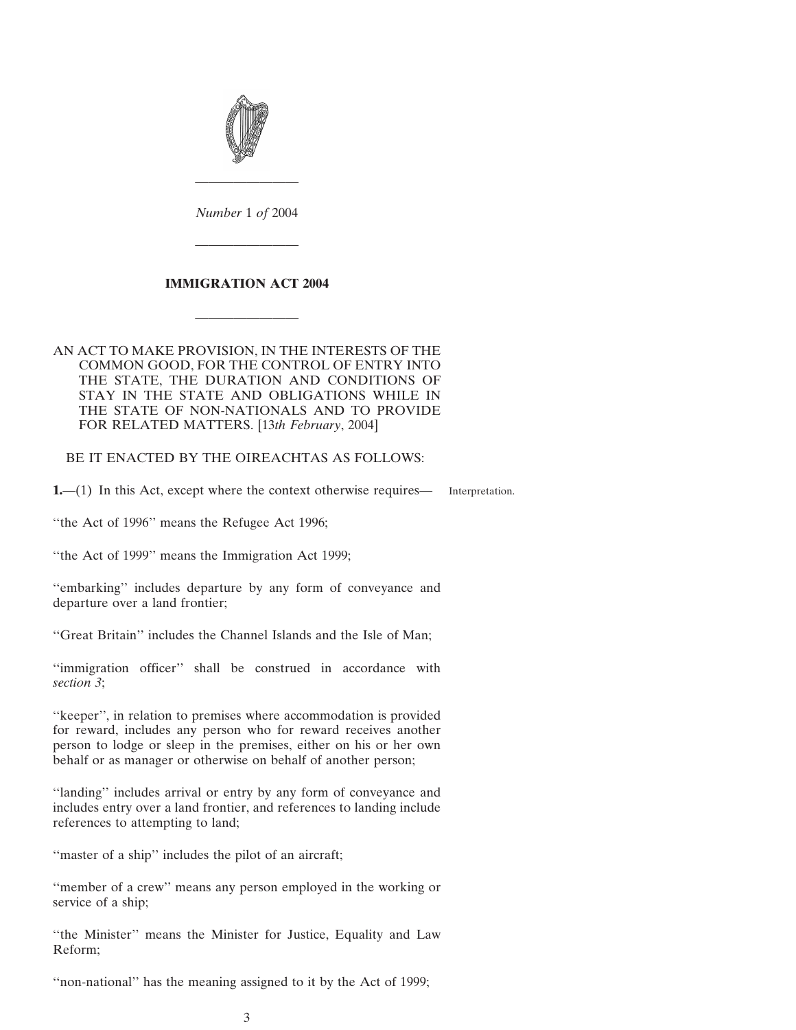*Number* 1 *of* 2004

---

# IMMIGRATION ACT 2004

---

AN ACT TO MAKE PROVISION, IN THE INTERESTS OF THE COMMON GOOD, FOR THE CONTROL OF ENTRY INTO THE STATE, THE DURATION AND CONDITIONS OF STAY IN THE STATE AND OBLIGATIONS WHILE IN THE STATE OF NON-NATIONALS AND TO PROVIDE FOR RELATED MATTERS. [13*th February*, 2004]

BE IT ENACTED BY THE OIREACHTAS AS FOLLOWS:

**1.**—(1) In this Act, except where the context otherwise requires— *Interpretation.*

''the Act of 1996'' means the Refugee Act 1996;

''the Act of 1999'' means the Immigration Act 1999;

''embarking'' includes departure by any form of conveyance and departure over a land frontier;

''Great Britain'' includes the Channel Islands and the Isle of Man;

''immigration officer'' shall be construed in accordance with *section 3*;

''keeper'', in relation to premises where accommodation is provided for reward, includes any person who for reward receives another person to lodge or sleep in the premises, either on his or her own behalf or as manager or otherwise on behalf of another person;

''landing'' includes arrival or entry by any form of conveyance and includes entry over a land frontier, and references to landing include references to attempting to land;

''master of a ship'' includes the pilot of an aircraft;

''member of a crew'' means any person employed in the working or service of a ship;

''the Minister'' means the Minister for Justice, Equality and Law Reform;

''non-national'' has the meaning assigned to it by the Act of 1999;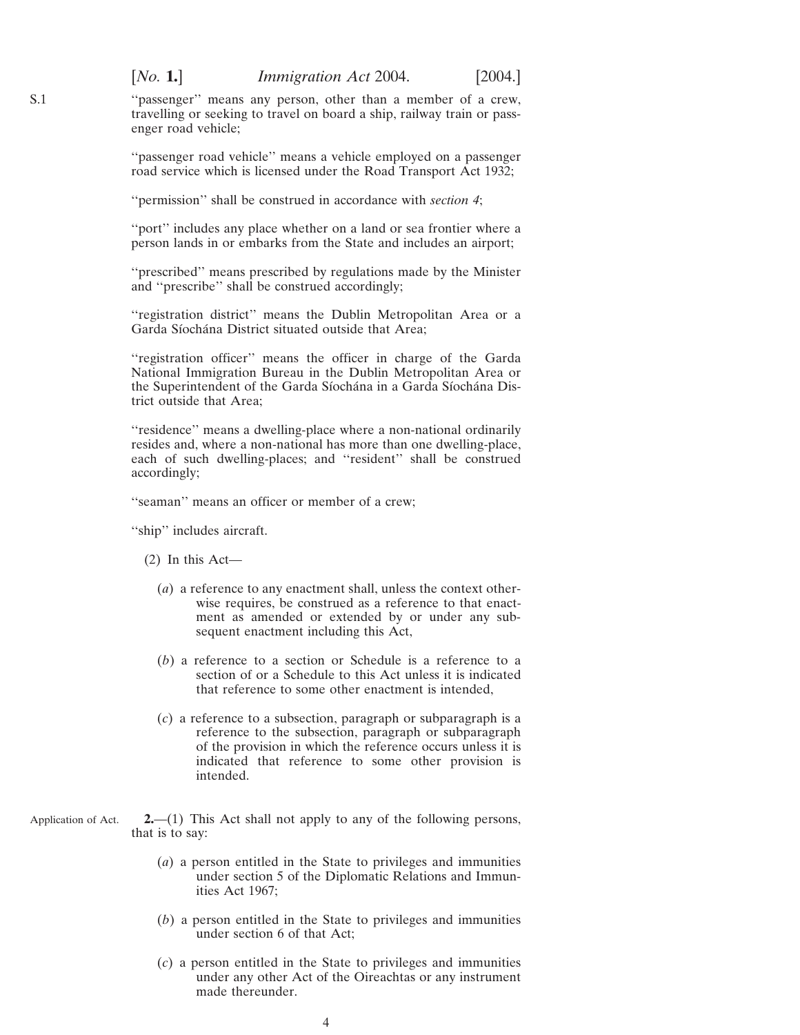''passenger'' means any person, other than a member of a crew, travelling or seeking to travel on board a ship, railway train or passenger road vehicle;

''passenger road vehicle'' means a vehicle employed on a passenger road service which is licensed under the Road Transport Act 1932;

''permission'' shall be construed in accordance with *section 4*;

''port'' includes any place whether on a land or sea frontier where a person lands in or embarks from the State and includes an airport;

''prescribed'' means prescribed by regulations made by the Minister and ''prescribe'' shall be construed accordingly;

''registration district'' means the Dublin Metropolitan Area or a Garda Síochána District situated outside that Area;

''registration officer'' means the officer in charge of the Garda National Immigration Bureau in the Dublin Metropolitan Area or the Superintendent of the Garda Síochána in a Garda Síochána District outside that Area;

''residence'' means a dwelling-place where a non-national ordinarily resides and, where a non-national has more than one dwelling-place, each of such dwelling-places; and ''resident'' shall be construed accordingly;

''seaman'' means an officer or member of a crew;

''ship'' includes aircraft.

(2) In this Act—

(*a*) a reference to any enactment shall, unless the context otherwise requires, be construed as a reference to that enactment as amended or extended by or under any subsequent enactment including this Act,

(*b*) a reference to a section or Schedule is a reference to a section of or a Schedule to this Act unless it is indicated that reference to some other enactment is intended,

(*c*) a reference to a subsection, paragraph or subparagraph is a reference to the subsection, paragraph or subparagraph of the provision in which the reference occurs unless it is indicated that reference to some other provision is intended.

Application of Act.

**2.**—(1) This Act shall not apply to any of the following persons, that is to say:

(*a*) a person entitled in the State to privileges and immunities under section 5 of the Diplomatic Relations and Immunities Act 1967;

(*b*) a person entitled in the State to privileges and immunities under section 6 of that Act;

(*c*) a person entitled in the State to privileges and immunities under any other Act of the Oireachtas or any instrument made thereunder.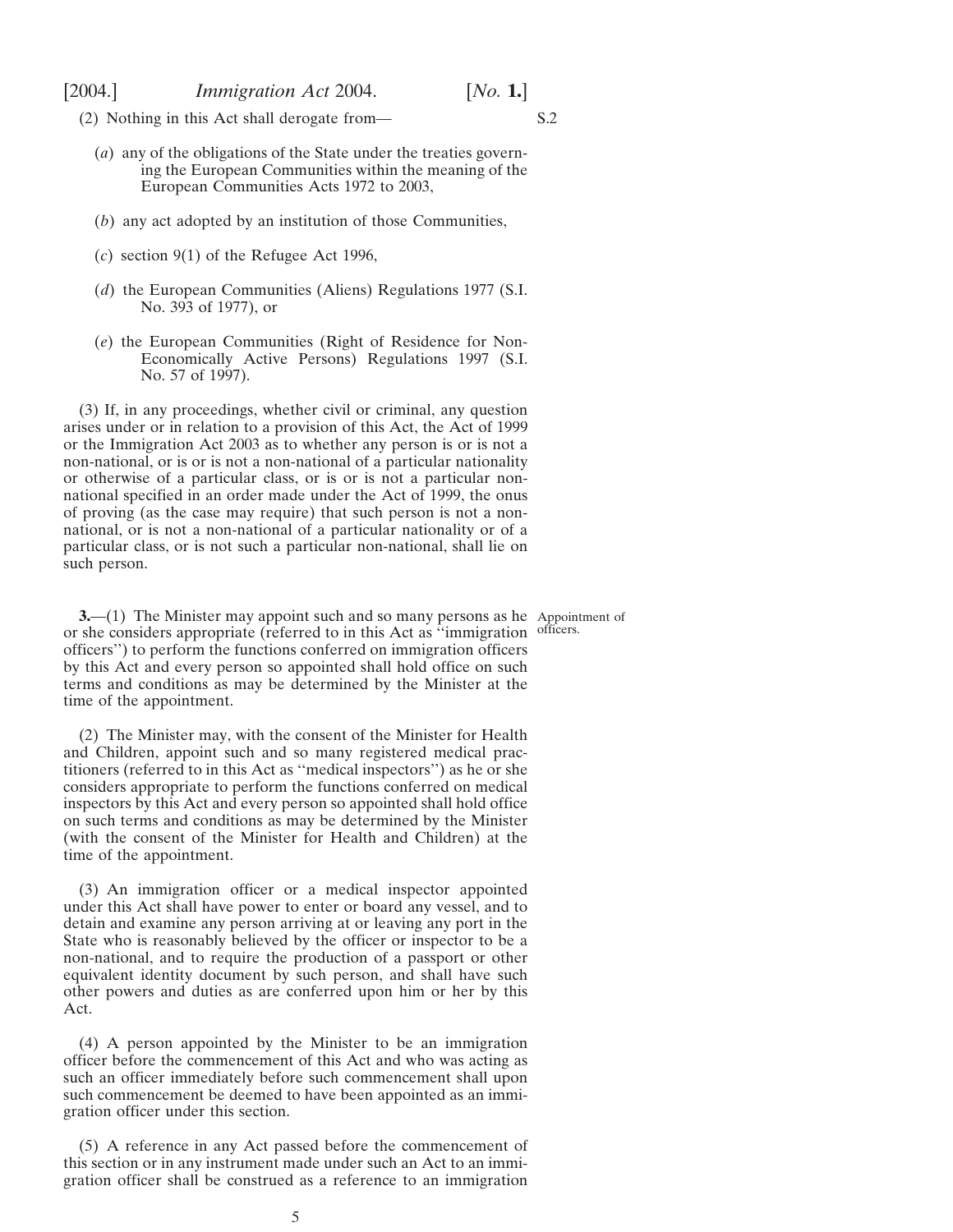(2) Nothing in this Act shall derogate from—

(*a*) any of the obligations of the State under the treaties governing the European Communities within the meaning of the European Communities Acts 1972 to 2003,

(*b*) any act adopted by an institution of those Communities,

(*c*) section 9(1) of the Refugee Act 1996,

(*d*) the European Communities (Aliens) Regulations 1977 (S.I. No. 393 of 1977), or

(*e*) the European Communities (Right of Residence for Non-Economically Active Persons) Regulations 1997 (S.I. No. 57 of 1997).

(3) If, in any proceedings, whether civil or criminal, any question arises under or in relation to a provision of this Act, the Act of 1999 or the Immigration Act 2003 as to whether any person is or is not a non-national, or is or is not a non-national of a particular nationality or otherwise of a particular class, or is or is not a particular non-national specified in an order made under the Act of 1999, the onus of proving (as the case may require) that such person is not a non-national, or is not a non-national of a particular nationality or of a particular class, or is not such a particular non-national, shall lie on such person.

Appointment of officers.

**3.**—(1) The Minister may appoint such and so many persons as he or she considers appropriate (referred to in this Act as "immigration officers") to perform the functions conferred on immigration officers by this Act and every person so appointed shall hold office on such terms and conditions as may be determined by the Minister at the time of the appointment.

(2) The Minister may, with the consent of the Minister for Health and Children, appoint such and so many registered medical practitioners (referred to in this Act as "medical inspectors") as he or she considers appropriate to perform the functions conferred on medical inspectors by this Act and every person so appointed shall hold office on such terms and conditions as may be determined by the Minister (with the consent of the Minister for Health and Children) at the time of the appointment.

(3) An immigration officer or a medical inspector appointed under this Act shall have power to enter or board any vessel, and to detain and examine any person arriving at or leaving any port in the State who is reasonably believed by the officer or inspector to be a non-national, and to require the production of a passport or other equivalent identity document by such person, and shall have such other powers and duties as are conferred upon him or her by this Act.

(4) A person appointed by the Minister to be an immigration officer before the commencement of this Act and who was acting as such an officer immediately before such commencement shall upon such commencement be deemed to have been appointed as an immigration officer under this section.

(5) A reference in any Act passed before the commencement of this section or in any instrument made under such an Act to an immigration officer shall be construed as a reference to an immigration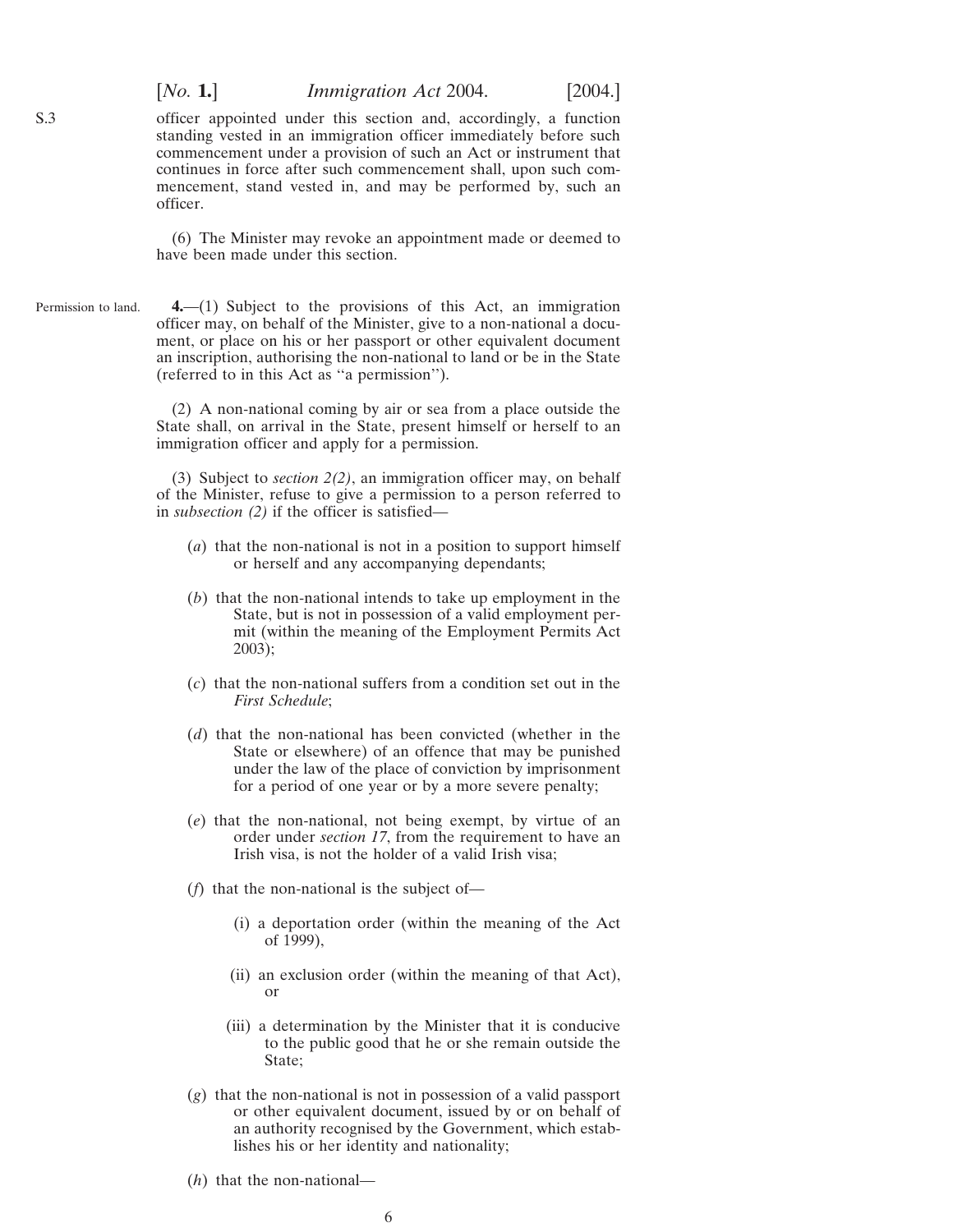officer appointed under this section and, accordingly, a function standing vested in an immigration officer immediately before such commencement under a provision of such an Act or instrument that continues in force after such commencement shall, upon such commencement, stand vested in, and may be performed by, such an officer.

(6) The Minister may revoke an appointment made or deemed to have been made under this section.

Permission to land.

**4.**—(1) Subject to the provisions of this Act, an immigration officer may, on behalf of the Minister, give to a non-national a document, or place on his or her passport or other equivalent document an inscription, authorising the non-national to land or be in the State (referred to in this Act as "a permission").

(2) A non-national coming by air or sea from a place outside the State shall, on arrival in the State, present himself or herself to an immigration officer and apply for a permission.

(3) Subject to *section 2(2)*, an immigration officer may, on behalf of the Minister, refuse to give a permission to a person referred to in *subsection (2)* if the officer is satisfied—

(*a*) that the non-national is not in a position to support himself or herself and any accompanying dependants;

(*b*) that the non-national intends to take up employment in the State, but is not in possession of a valid employment permit (within the meaning of the Employment Permits Act 2003);

(*c*) that the non-national suffers from a condition set out in the *First Schedule*;

(*d*) that the non-national has been convicted (whether in the State or elsewhere) of an offence that may be punished under the law of the place of conviction by imprisonment for a period of one year or by a more severe penalty;

(*e*) that the non-national, not being exempt, by virtue of an order under *section 17*, from the requirement to have an Irish visa, is not the holder of a valid Irish visa;

(*f*) that the non-national is the subject of—

(i) a deportation order (within the meaning of the Act of 1999),

(ii) an exclusion order (within the meaning of that Act), or

(iii) a determination by the Minister that it is conducive to the public good that he or she remain outside the State;

(*g*) that the non-national is not in possession of a valid passport or other equivalent document, issued by or on behalf of an authority recognised by the Government, which establishes his or her identity and nationality;

(*h*) that the non-national—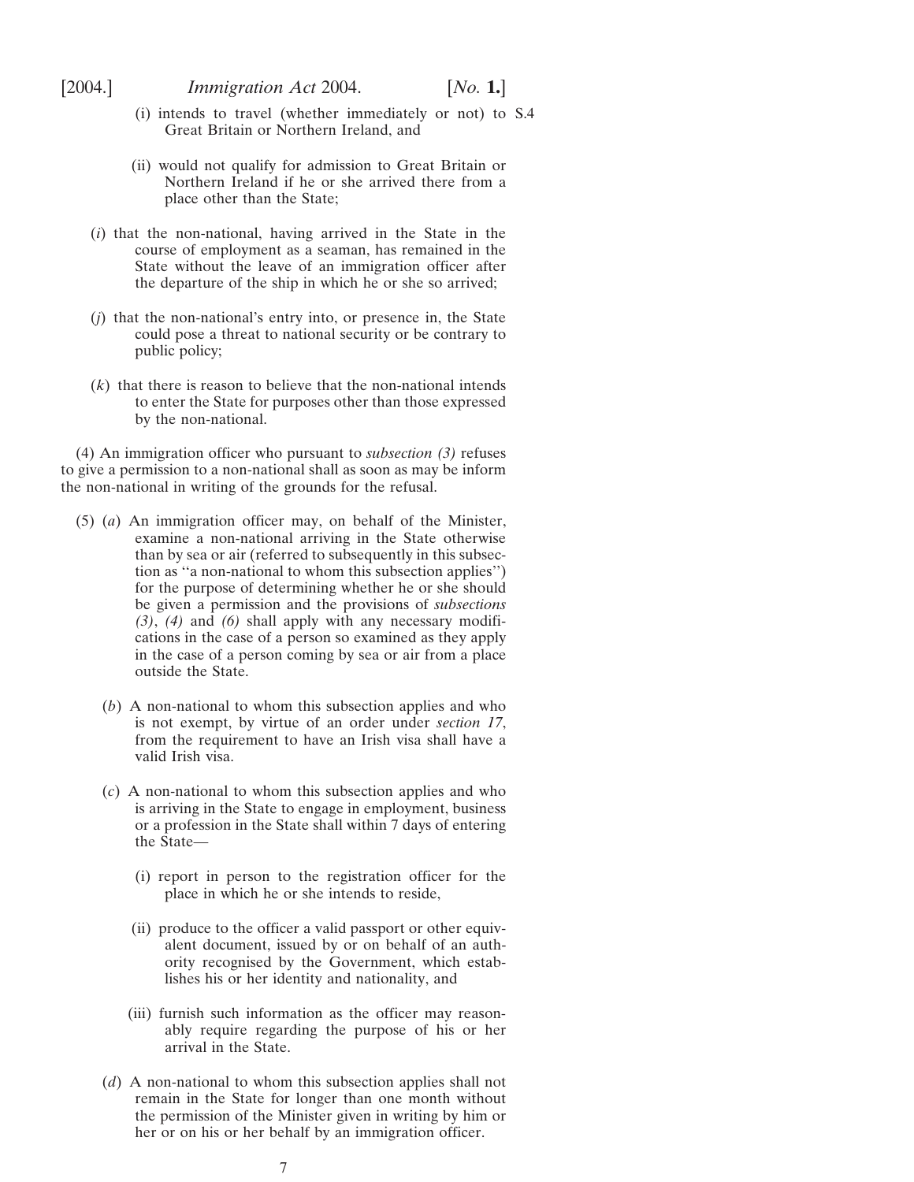(i) intends to travel (whether immediately or not) to Great Britain or Northern Ireland, and

(ii) would not qualify for admission to Great Britain or Northern Ireland if he or she arrived there from a place other than the State;

(*i*) that the non-national, having arrived in the State in the course of employment as a seaman, has remained in the State without the leave of an immigration officer after the departure of the ship in which he or she so arrived;

(*j*) that the non-national's entry into, or presence in, the State could pose a threat to national security or be contrary to public policy;

(*k*) that there is reason to believe that the non-national intends to enter the State for purposes other than those expressed by the non-national.

(4) An immigration officer who pursuant to *subsection (3)* refuses to give a permission to a non-national shall as soon as may be inform the non-national in writing of the grounds for the refusal.

(5) (*a*) An immigration officer may, on behalf of the Minister, examine a non-national arriving in the State otherwise than by sea or air (referred to subsequently in this subsection as "a non-national to whom this subsection applies") for the purpose of determining whether he or she should be given a permission and the provisions of *subsections (3)*, *(4)* and *(6)* shall apply with any necessary modifications in the case of a person so examined as they apply in the case of a person coming by sea or air from a place outside the State.

(*b*) A non-national to whom this subsection applies and who is not exempt, by virtue of an order under *section 17*, from the requirement to have an Irish visa shall have a valid Irish visa.

(*c*) A non-national to whom this subsection applies and who is arriving in the State to engage in employment, business or a profession in the State shall within 7 days of entering the State—

(i) report in person to the registration officer for the place in which he or she intends to reside,

(ii) produce to the officer a valid passport or other equivalent document, issued by or on behalf of an authority recognised by the Government, which establishes his or her identity and nationality, and

(iii) furnish such information as the officer may reasonably require regarding the purpose of his or her arrival in the State.

(*d*) A non-national to whom this subsection applies shall not remain in the State for longer than one month without the permission of the Minister given in writing by him or her or on his or her behalf by an immigration officer.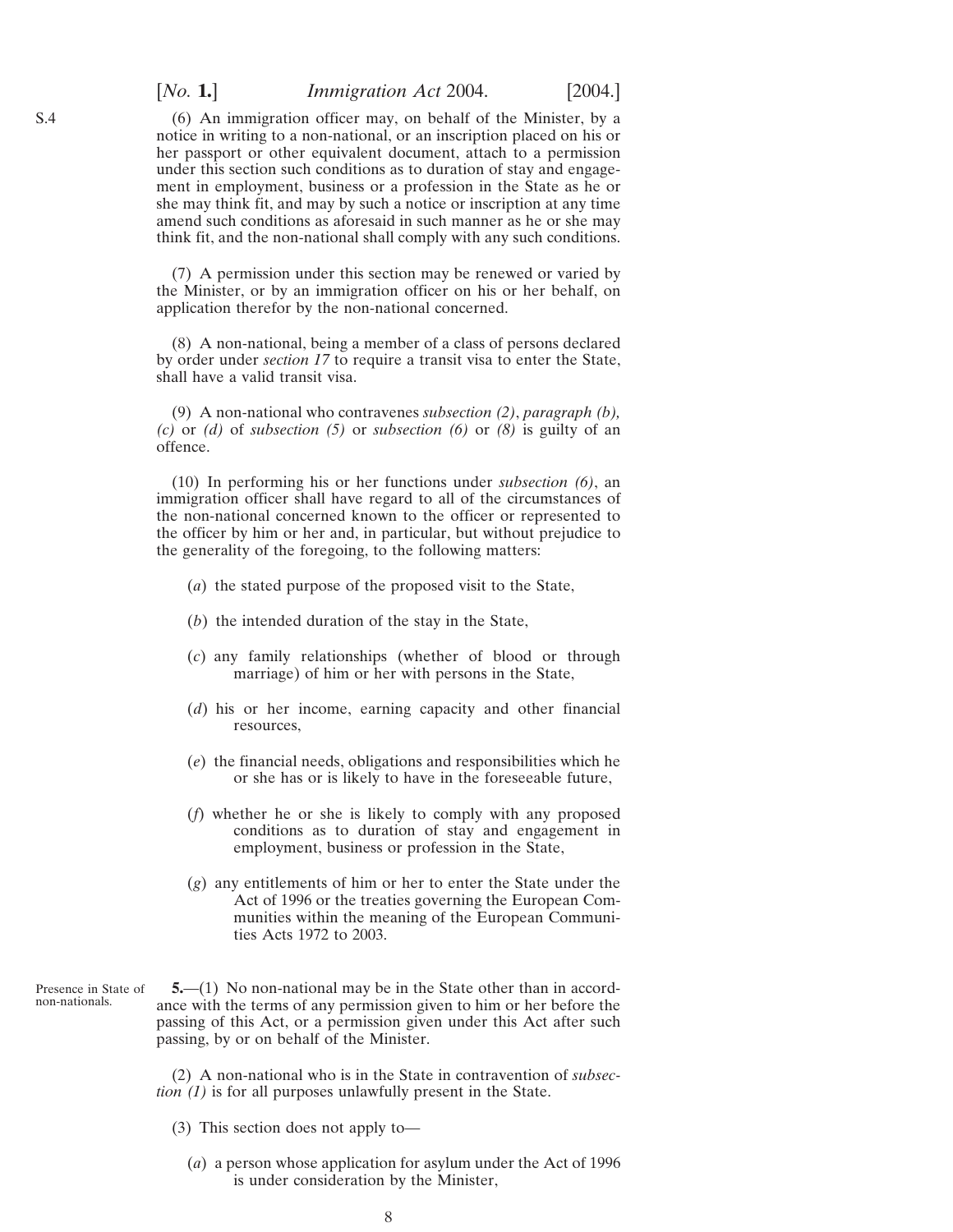(6) An immigration officer may, on behalf of the Minister, by a notice in writing to a non-national, or an inscription placed on his or her passport or other equivalent document, attach to a permission under this section such conditions as to duration of stay and engagement in employment, business or a profession in the State as he or she may think fit, and may by such a notice or inscription at any time amend such conditions as aforesaid in such manner as he or she may think fit, and the non-national shall comply with any such conditions.

(7) A permission under this section may be renewed or varied by the Minister, or by an immigration officer on his or her behalf, on application therefor by the non-national concerned.

(8) A non-national, being a member of a class of persons declared by order under *section 17* to require a transit visa to enter the State, shall have a valid transit visa.

(9) A non-national who contravenes *subsection (2)*, *paragraph (b), (c)* or *(d)* of *subsection (5)* or *subsection (6)* or *(8)* is guilty of an offence.

(10) In performing his or her functions under *subsection (6)*, an immigration officer shall have regard to all of the circumstances of the non-national concerned known to the officer or represented to the officer by him or her and, in particular, but without prejudice to the generality of the foregoing, to the following matters:

(*a*) the stated purpose of the proposed visit to the State,

(*b*) the intended duration of the stay in the State,

(*c*) any family relationships (whether of blood or through marriage) of him or her with persons in the State,

(*d*) his or her income, earning capacity and other financial resources,

(*e*) the financial needs, obligations and responsibilities which he or she has or is likely to have in the foreseeable future,

(*f*) whether he or she is likely to comply with any proposed conditions as to duration of stay and engagement in employment, business or profession in the State,

(*g*) any entitlements of him or her to enter the State under the Act of 1996 or the treaties governing the European Communities within the meaning of the European Communities Acts 1972 to 2003.

Presence in State of non-nationals.

**5.**—(1) No non-national may be in the State other than in accordance with the terms of any permission given to him or her before the passing of this Act, or a permission given under this Act after such passing, by or on behalf of the Minister.

(2) A non-national who is in the State in contravention of *subsection (1)* is for all purposes unlawfully present in the State.

(3) This section does not apply to—

(*a*) a person whose application for asylum under the Act of 1996 is under consideration by the Minister,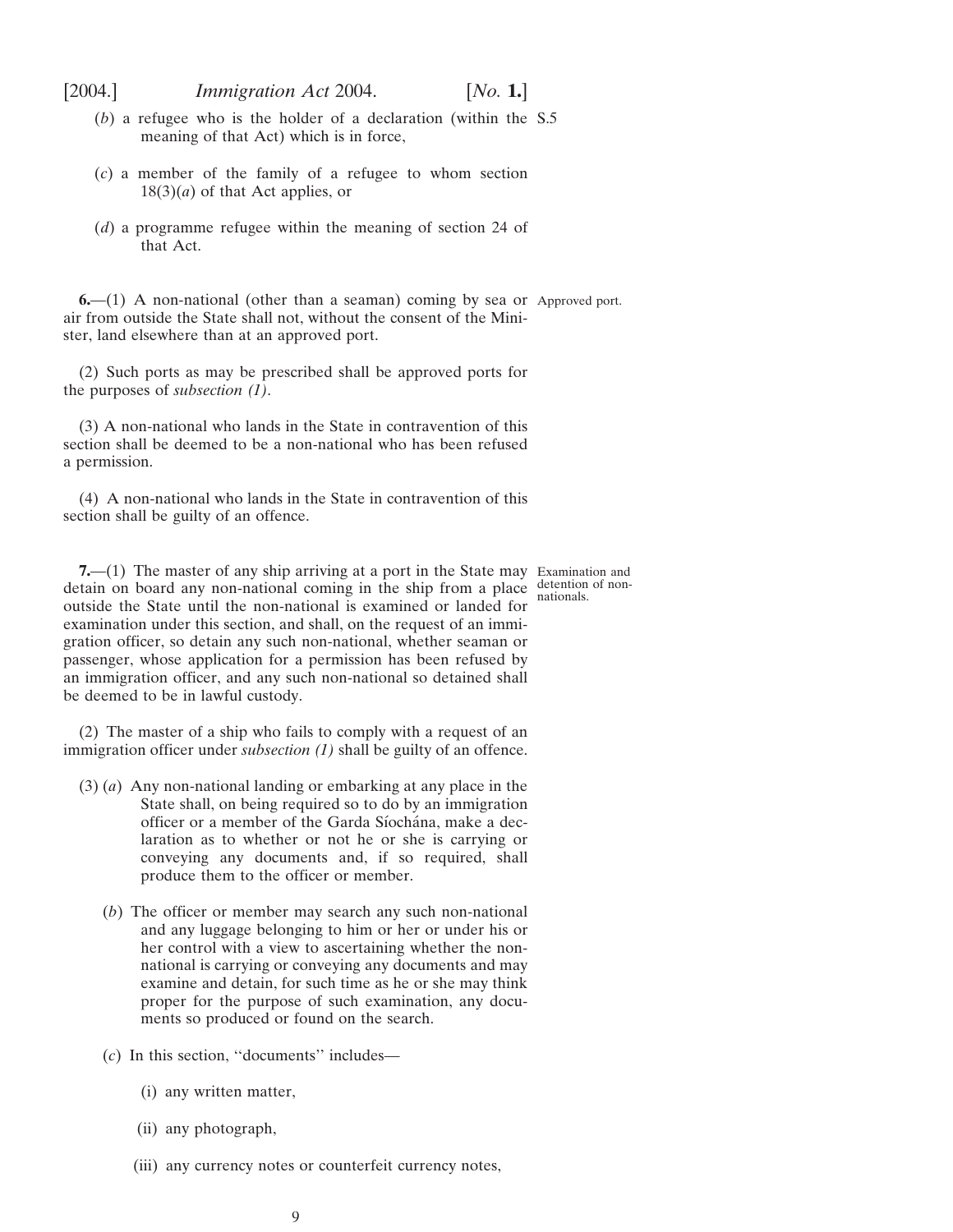(*b*) a refugee who is the holder of a declaration (within the meaning of that Act) which is in force,

(*c*) a member of the family of a refugee to whom section 18(3)(*a*) of that Act applies, or

(*d*) a programme refugee within the meaning of section 24 of that Act.

**6.**—(1) A non-national (other than a seaman) coming by sea or air from outside the State shall not, without the consent of the Minister, land elsewhere than at an approved port.

Approved port.

(2) Such ports as may be prescribed shall be approved ports for the purposes of *subsection (1)*.

(3) A non-national who lands in the State in contravention of this section shall be deemed to be a non-national who has been refused a permission.

(4) A non-national who lands in the State in contravention of this section shall be guilty of an offence.

**7.**—(1) The master of any ship arriving at a port in the State may detain on board any non-national coming in the ship from a place outside the State until the non-national is examined or landed for examination under this section, and shall, on the request of an immigration officer, so detain any such non-national, whether seaman or passenger, whose application for a permission has been refused by an immigration officer, and any such non-national so detained shall be deemed to be in lawful custody.

Examination and detention of non-nationals.

(2) The master of a ship who fails to comply with a request of an immigration officer under *subsection (1)* shall be guilty of an offence.

(3) (*a*) Any non-national landing or embarking at any place in the State shall, on being required so to do by an immigration officer or a member of the Garda Síochána, make a declaration as to whether or not he or she is carrying or conveying any documents and, if so required, shall produce them to the officer or member.

(*b*) The officer or member may search any such non-national and any luggage belonging to him or her or under his or her control with a view to ascertaining whether the non-national is carrying or conveying any documents and may examine and detain, for such time as he or she may think proper for the purpose of such examination, any documents so produced or found on the search.

(*c*) In this section, ''documents'' includes—

(i) any written matter,

(ii) any photograph,

(iii) any currency notes or counterfeit currency notes,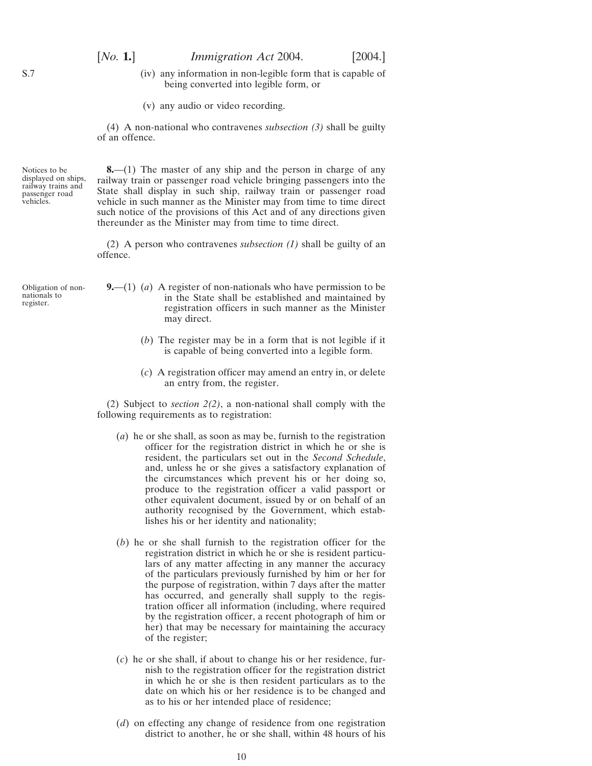(iv) any information in non-legible form that is capable of being converted into legible form, or

(v) any audio or video recording.

(4) A non-national who contravenes *subsection (3)* shall be guilty of an offence.

Notices to be displayed on ships, railway trains and passenger road vehicles.

**8.**—(1) The master of any ship and the person in charge of any railway train or passenger road vehicle bringing passengers into the State shall display in such ship, railway train or passenger road vehicle in such manner as the Minister may from time to time direct such notice of the provisions of this Act and of any directions given thereunder as the Minister may from time to time direct.

(2) A person who contravenes *subsection (1)* shall be guilty of an offence.

Obligation of non-nationals to register.

**9.**—(1) (*a*) A register of non-nationals who have permission to be in the State shall be established and maintained by registration officers in such manner as the Minister may direct.

(*b*) The register may be in a form that is not legible if it is capable of being converted into a legible form.

(*c*) A registration officer may amend an entry in, or delete an entry from, the register.

(2) Subject to *section 2(2)*, a non-national shall comply with the following requirements as to registration:

(*a*) he or she shall, as soon as may be, furnish to the registration officer for the registration district in which he or she is resident, the particulars set out in the *Second Schedule*, and, unless he or she gives a satisfactory explanation of the circumstances which prevent his or her doing so, produce to the registration officer a valid passport or other equivalent document, issued by or on behalf of an authority recognised by the Government, which establishes his or her identity and nationality;

(*b*) he or she shall furnish to the registration officer for the registration district in which he or she is resident particulars of any matter affecting in any manner the accuracy of the particulars previously furnished by him or her for the purpose of registration, within 7 days after the matter has occurred, and generally shall supply to the registration officer all information (including, where required by the registration officer, a recent photograph of him or her) that may be necessary for maintaining the accuracy of the register;

(*c*) he or she shall, if about to change his or her residence, furnish to the registration officer for the registration district in which he or she is then resident particulars as to the date on which his or her residence is to be changed and as to his or her intended place of residence;

(*d*) on effecting any change of residence from one registration district to another, he or she shall, within 48 hours of his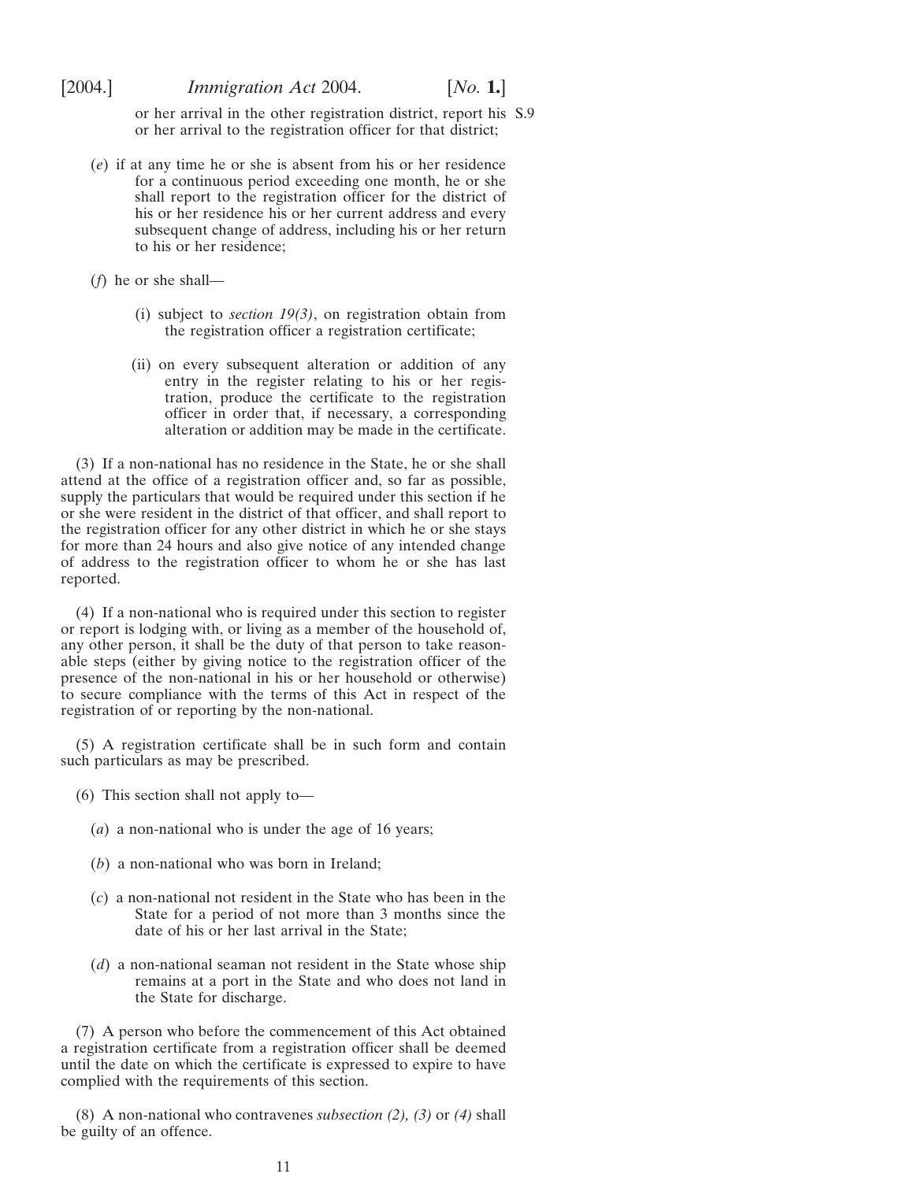or her arrival in the other registration district, report his or her arrival to the registration officer for that district;

(*e*) if at any time he or she is absent from his or her residence for a continuous period exceeding one month, he or she shall report to the registration officer for the district of his or her residence his or her current address and every subsequent change of address, including his or her return to his or her residence;

(*f*) he or she shall—

(i) subject to *section 19(3)*, on registration obtain from the registration officer a registration certificate;

(ii) on every subsequent alteration or addition of any entry in the register relating to his or her registration, produce the certificate to the registration officer in order that, if necessary, a corresponding alteration or addition may be made in the certificate.

(3) If a non-national has no residence in the State, he or she shall attend at the office of a registration officer and, so far as possible, supply the particulars that would be required under this section if he or she were resident in the district of that officer, and shall report to the registration officer for any other district in which he or she stays for more than 24 hours and also give notice of any intended change of address to the registration officer to whom he or she has last reported.

(4) If a non-national who is required under this section to register or report is lodging with, or living as a member of the household of, any other person, it shall be the duty of that person to take reasonable steps (either by giving notice to the registration officer of the presence of the non-national in his or her household or otherwise) to secure compliance with the terms of this Act in respect of the registration of or reporting by the non-national.

(5) A registration certificate shall be in such form and contain such particulars as may be prescribed.

(6) This section shall not apply to—

(*a*) a non-national who is under the age of 16 years;

(*b*) a non-national who was born in Ireland;

(*c*) a non-national not resident in the State who has been in the State for a period of not more than 3 months since the date of his or her last arrival in the State;

(*d*) a non-national seaman not resident in the State whose ship remains at a port in the State and who does not land in the State for discharge.

(7) A person who before the commencement of this Act obtained a registration certificate from a registration officer shall be deemed until the date on which the certificate is expressed to expire to have complied with the requirements of this section.

(8) A non-national who contravenes *subsection (2), (3)* or *(4)* shall be guilty of an offence.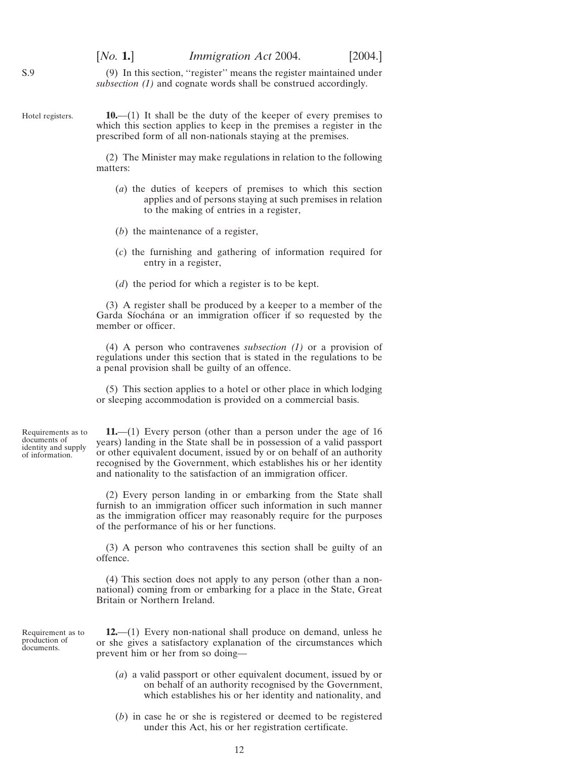S.9

(9) In this section, ''register'' means the register maintained under *subsection (1)* and cognate words shall be construed accordingly.

Hotel registers.

**10.**—(1) It shall be the duty of the keeper of every premises to which this section applies to keep in the premises a register in the prescribed form of all non-nationals staying at the premises.

(2) The Minister may make regulations in relation to the following matters:

(*a*) the duties of keepers of premises to which this section applies and of persons staying at such premises in relation to the making of entries in a register,

(*b*) the maintenance of a register,

(*c*) the furnishing and gathering of information required for entry in a register,

(*d*) the period for which a register is to be kept.

(3) A register shall be produced by a keeper to a member of the Garda Síochána or an immigration officer if so requested by the member or officer.

(4) A person who contravenes *subsection (1)* or a provision of regulations under this section that is stated in the regulations to be a penal provision shall be guilty of an offence.

(5) This section applies to a hotel or other place in which lodging or sleeping accommodation is provided on a commercial basis.

Requirements as to documents of identity and supply of information.

**11.**—(1) Every person (other than a person under the age of 16 years) landing in the State shall be in possession of a valid passport or other equivalent document, issued by or on behalf of an authority recognised by the Government, which establishes his or her identity and nationality to the satisfaction of an immigration officer.

(2) Every person landing in or embarking from the State shall furnish to an immigration officer such information in such manner as the immigration officer may reasonably require for the purposes of the performance of his or her functions.

(3) A person who contravenes this section shall be guilty of an offence.

(4) This section does not apply to any person (other than a non-national) coming from or embarking for a place in the State, Great Britain or Northern Ireland.

Requirement as to production of documents.

**12.**—(1) Every non-national shall produce on demand, unless he or she gives a satisfactory explanation of the circumstances which prevent him or her from so doing—

(*a*) a valid passport or other equivalent document, issued by or on behalf of an authority recognised by the Government, which establishes his or her identity and nationality, and

(*b*) in case he or she is registered or deemed to be registered under this Act, his or her registration certificate.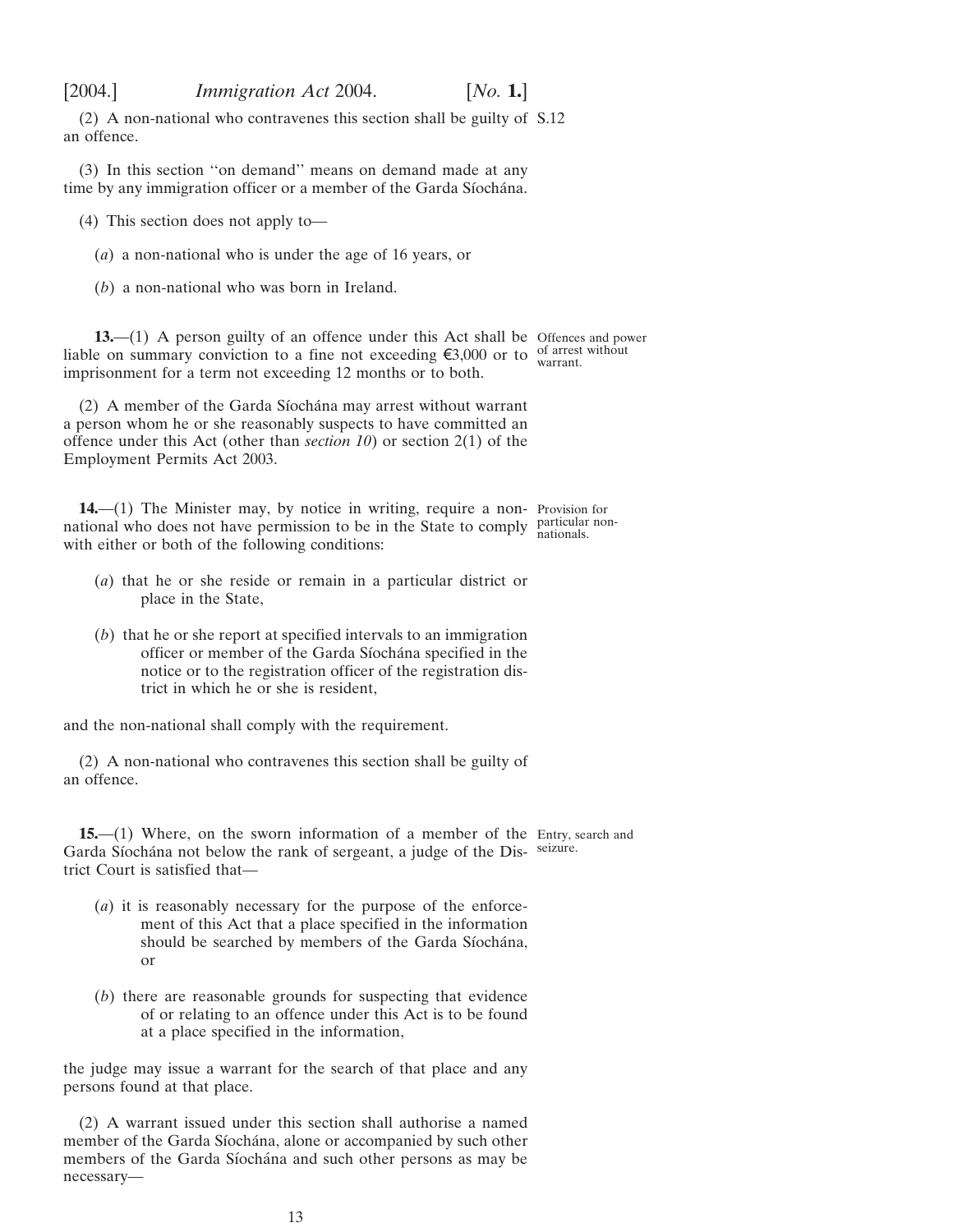(2) A non-national who contravenes this section shall be guilty of an offence.

(3) In this section ''on demand'' means on demand made at any time by any immigration officer or a member of the Garda Síochána.

(4) This section does not apply to—

(*a*) a non-national who is under the age of 16 years, or

(*b*) a non-national who was born in Ireland.

**13.**—(1) A person guilty of an offence under this Act shall be liable on summary conviction to a fine not exceeding €3,000 or to imprisonment for a term not exceeding 12 months or to both.

*Offences and power of arrest without warrant.*

(2) A member of the Garda Síochána may arrest without warrant a person whom he or she reasonably suspects to have committed an offence under this Act (other than *section 10*) or section 2(1) of the Employment Permits Act 2003.

**14.**—(1) The Minister may, by notice in writing, require a non-national who does not have permission to be in the State to comply with either or both of the following conditions:

*Provision for particular non-nationals.*

(*a*) that he or she reside or remain in a particular district or place in the State,

(*b*) that he or she report at specified intervals to an immigration officer or member of the Garda Síochána specified in the notice or to the registration officer of the registration district in which he or she is resident,

and the non-national shall comply with the requirement.

(2) A non-national who contravenes this section shall be guilty of an offence.

**15.**—(1) Where, on the sworn information of a member of the Garda Síochána not below the rank of sergeant, a judge of the District Court is satisfied that—

*Entry, search and seizure.*

(*a*) it is reasonably necessary for the purpose of the enforcement of this Act that a place specified in the information should be searched by members of the Garda Síochána, or

(*b*) there are reasonable grounds for suspecting that evidence of or relating to an offence under this Act is to be found at a place specified in the information,

the judge may issue a warrant for the search of that place and any persons found at that place.

(2) A warrant issued under this section shall authorise a named member of the Garda Síochána, alone or accompanied by such other members of the Garda Síochána and such other persons as may be necessary—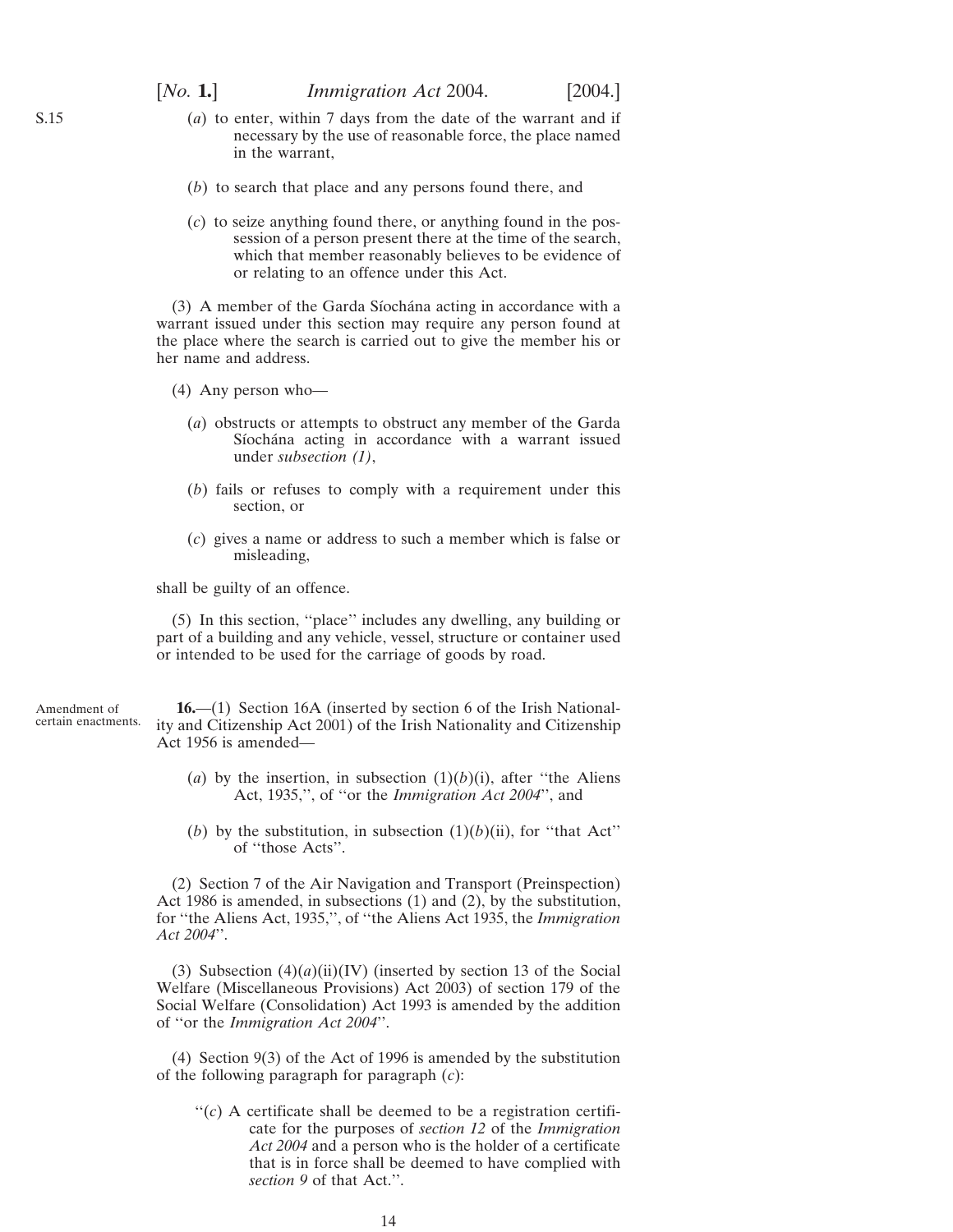S.15

(*a*) to enter, within 7 days from the date of the warrant and if necessary by the use of reasonable force, the place named in the warrant,

(*b*) to search that place and any persons found there, and

(*c*) to seize anything found there, or anything found in the possession of a person present there at the time of the search, which that member reasonably believes to be evidence of or relating to an offence under this Act.

(3) A member of the Garda Síochána acting in accordance with a warrant issued under this section may require any person found at the place where the search is carried out to give the member his or her name and address.

(4) Any person who—

(*a*) obstructs or attempts to obstruct any member of the Garda Síochána acting in accordance with a warrant issued under *subsection (1)*,

(*b*) fails or refuses to comply with a requirement under this section, or

(*c*) gives a name or address to such a member which is false or misleading,

shall be guilty of an offence.

(5) In this section, ''place'' includes any dwelling, any building or part of a building and any vehicle, vessel, structure or container used or intended to be used for the carriage of goods by road.

Amendment of certain enactments.

**16.**—(1) Section 16A (inserted by section 6 of the Irish Nationality and Citizenship Act 2001) of the Irish Nationality and Citizenship Act 1956 is amended—

(*a*) by the insertion, in subsection (1)(*b*)(i), after ''the Aliens Act, 1935,'', of ''or the *Immigration Act 2004*'', and

(*b*) by the substitution, in subsection (1)(*b*)(ii), for ''that Act'' of ''those Acts''.

(2) Section 7 of the Air Navigation and Transport (Preinspection) Act 1986 is amended, in subsections (1) and (2), by the substitution, for ''the Aliens Act, 1935,'', of ''the Aliens Act 1935, the *Immigration Act 2004*''.

(3) Subsection (4)(*a*)(ii)(IV) (inserted by section 13 of the Social Welfare (Miscellaneous Provisions) Act 2003) of section 179 of the Social Welfare (Consolidation) Act 1993 is amended by the addition of ''or the *Immigration Act 2004*''.

(4) Section 9(3) of the Act of 1996 is amended by the substitution of the following paragraph for paragraph (*c*):

''(*c*) A certificate shall be deemed to be a registration certificate for the purposes of *section 12* of the *Immigration Act 2004* and a person who is the holder of a certificate that is in force shall be deemed to have complied with *section 9* of that Act.''.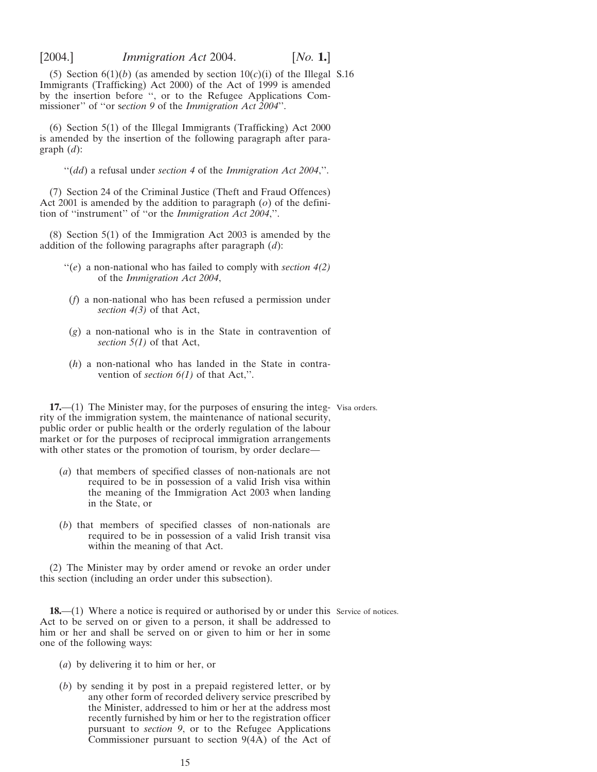(5) Section 6(1)(*b*) (as amended by section 10(*c*)(i) of the Illegal Immigrants (Trafficking) Act 2000) of the Act of 1999 is amended by the insertion before ", or to the Refugee Applications Commissioner" of "or *section 9* of the *Immigration Act 2004*".

(6) Section 5(1) of the Illegal Immigrants (Trafficking) Act 2000 is amended by the insertion of the following paragraph after paragraph (*d*):

> "(*dd*) a refusal under *section 4* of the *Immigration Act 2004*,".

(7) Section 24 of the Criminal Justice (Theft and Fraud Offences) Act 2001 is amended by the addition to paragraph (*o*) of the definition of "instrument" of "or the *Immigration Act 2004*,".

(8) Section 5(1) of the Immigration Act 2003 is amended by the addition of the following paragraphs after paragraph (*d*):

> "(*e*) a non-national who has failed to comply with *section 4(2)* of the *Immigration Act 2004*,
>
> (*f*) a non-national who has been refused a permission under *section 4(3)* of that Act,
>
> (*g*) a non-national who is in the State in contravention of *section 5(1)* of that Act,
>
> (*h*) a non-national who has landed in the State in contravention of *section 6(1)* of that Act,".

Visa orders.

**17.**—(1) The Minister may, for the purposes of ensuring the integrity of the immigration system, the maintenance of national security, public order or public health or the orderly regulation of the labour market or for the purposes of reciprocal immigration arrangements with other states or the promotion of tourism, by order declare—

> (*a*) that members of specified classes of non-nationals are not required to be in possession of a valid Irish visa within the meaning of the Immigration Act 2003 when landing in the State, or
>
> (*b*) that members of specified classes of non-nationals are required to be in possession of a valid Irish transit visa within the meaning of that Act.

(2) The Minister may by order amend or revoke an order under this section (including an order under this subsection).

Service of notices.

**18.**—(1) Where a notice is required or authorised by or under this Act to be served on or given to a person, it shall be addressed to him or her and shall be served on or given to him or her in some one of the following ways:

> (*a*) by delivering it to him or her, or
>
> (*b*) by sending it by post in a prepaid registered letter, or by any other form of recorded delivery service prescribed by the Minister, addressed to him or her at the address most recently furnished by him or her to the registration officer pursuant to *section 9*, or to the Refugee Applications Commissioner pursuant to section 9(4A) of the Act of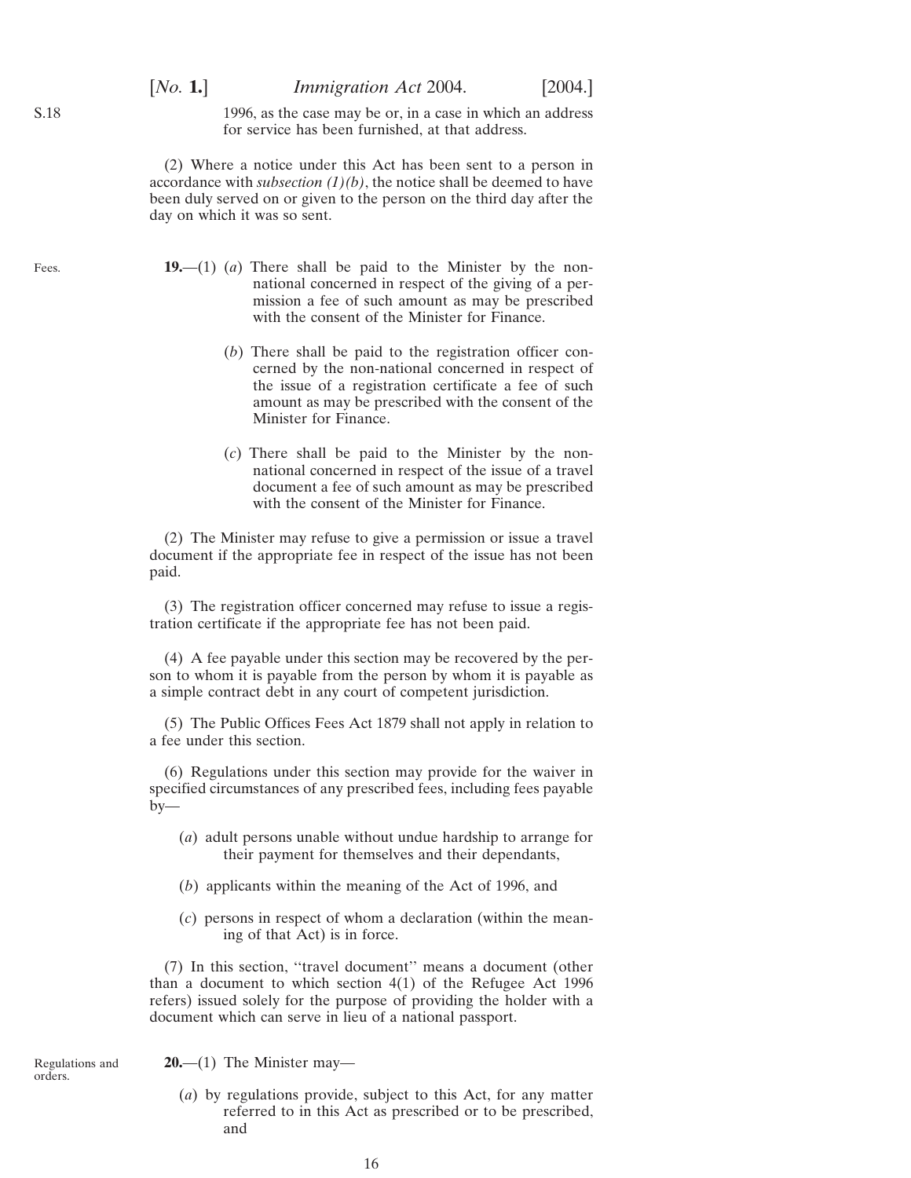1996, as the case may be or, in a case in which an address for service has been furnished, at that address.

(2) Where a notice under this Act has been sent to a person in accordance with *subsection (1)(b)*, the notice shall be deemed to have been duly served on or given to the person on the third day after the day on which it was so sent.

Fees.

**19.**—(1) (*a*) There shall be paid to the Minister by the non-national concerned in respect of the giving of a permission a fee of such amount as may be prescribed with the consent of the Minister for Finance.

(*b*) There shall be paid to the registration officer concerned by the non-national concerned in respect of the issue of a registration certificate a fee of such amount as may be prescribed with the consent of the Minister for Finance.

(*c*) There shall be paid to the Minister by the non-national concerned in respect of the issue of a travel document a fee of such amount as may be prescribed with the consent of the Minister for Finance.

(2) The Minister may refuse to give a permission or issue a travel document if the appropriate fee in respect of the issue has not been paid.

(3) The registration officer concerned may refuse to issue a registration certificate if the appropriate fee has not been paid.

(4) A fee payable under this section may be recovered by the person to whom it is payable from the person by whom it is payable as a simple contract debt in any court of competent jurisdiction.

(5) The Public Offices Fees Act 1879 shall not apply in relation to a fee under this section.

(6) Regulations under this section may provide for the waiver in specified circumstances of any prescribed fees, including fees payable by—

(*a*) adult persons unable without undue hardship to arrange for their payment for themselves and their dependants,

(*b*) applicants within the meaning of the Act of 1996, and

(*c*) persons in respect of whom a declaration (within the meaning of that Act) is in force.

(7) In this section, ''travel document'' means a document (other than a document to which section 4(1) of the Refugee Act 1996 refers) issued solely for the purpose of providing the holder with a document which can serve in lieu of a national passport.

Regulations and orders.

**20.**—(1) The Minister may—

(*a*) by regulations provide, subject to this Act, for any matter referred to in this Act as prescribed or to be prescribed, and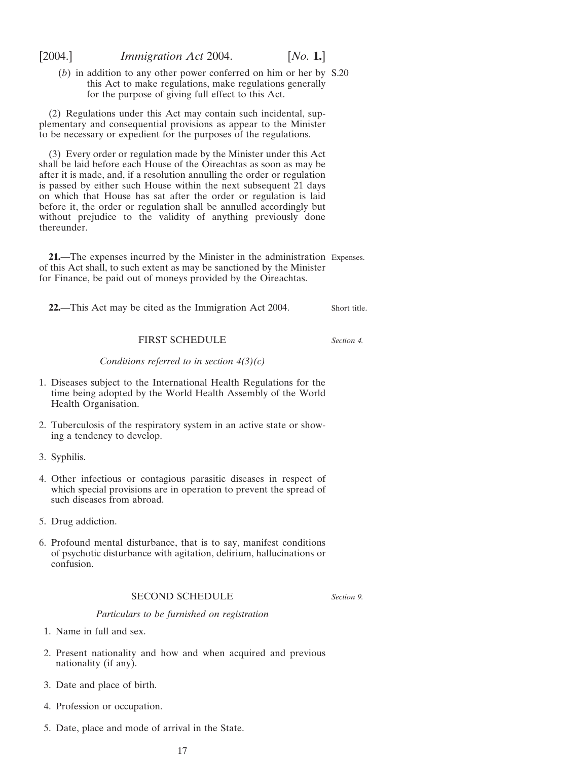(b) in addition to any other power conferred on him or her by this Act to make regulations, make regulations generally for the purpose of giving full effect to this Act.

(2) Regulations under this Act may contain such incidental, supplementary and consequential provisions as appear to the Minister to be necessary or expedient for the purposes of the regulations.

(3) Every order or regulation made by the Minister under this Act shall be laid before each House of the Oireachtas as soon as may be after it is made, and, if a resolution annulling the order or regulation is passed by either such House within the next subsequent 21 days on which that House has sat after the order or regulation is laid before it, the order or regulation shall be annulled accordingly but without prejudice to the validity of anything previously done thereunder.

**21.**—The expenses incurred by the Minister in the administration of this Act shall, to such extent as may be sanctioned by the Minister for Finance, be paid out of moneys provided by the Oireachtas.

Expenses.

**22.**—This Act may be cited as the Immigration Act 2004.

Short title.

## FIRST SCHEDULE

*Section 4.*

*Conditions referred to in section 4(3)(c)*

1. Diseases subject to the International Health Regulations for the time being adopted by the World Health Assembly of the World Health Organisation.
2. Tuberculosis of the respiratory system in an active state or showing a tendency to develop.
3. Syphilis.
4. Other infectious or contagious parasitic diseases in respect of which special provisions are in operation to prevent the spread of such diseases from abroad.
5. Drug addiction.
6. Profound mental disturbance, that is to say, manifest conditions of psychotic disturbance with agitation, delirium, hallucinations or confusion.

## SECOND SCHEDULE

*Section 9.*

*Particulars to be furnished on registration*

1. Name in full and sex.
2. Present nationality and how and when acquired and previous nationality (if any).
3. Date and place of birth.
4. Profession or occupation.
5. Date, place and mode of arrival in the State.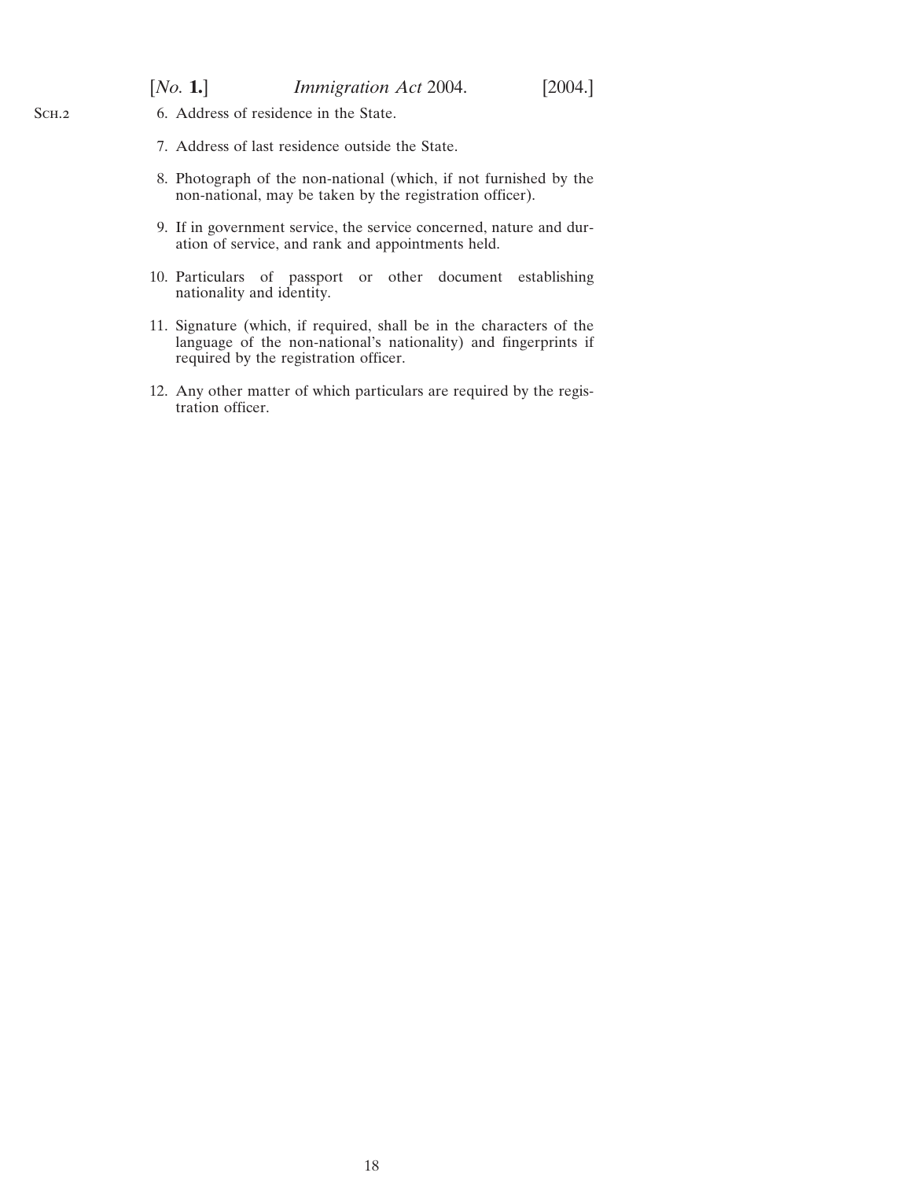6. Address of residence in the State.

7. Address of last residence outside the State.

8. Photograph of the non-national (which, if not furnished by the non-national, may be taken by the registration officer).

9. If in government service, the service concerned, nature and duration of service, and rank and appointments held.

10. Particulars of passport or other document establishing nationality and identity.

11. Signature (which, if required, shall be in the characters of the language of the non-national's nationality) and fingerprints if required by the registration officer.

12. Any other matter of which particulars are required by the registration officer.